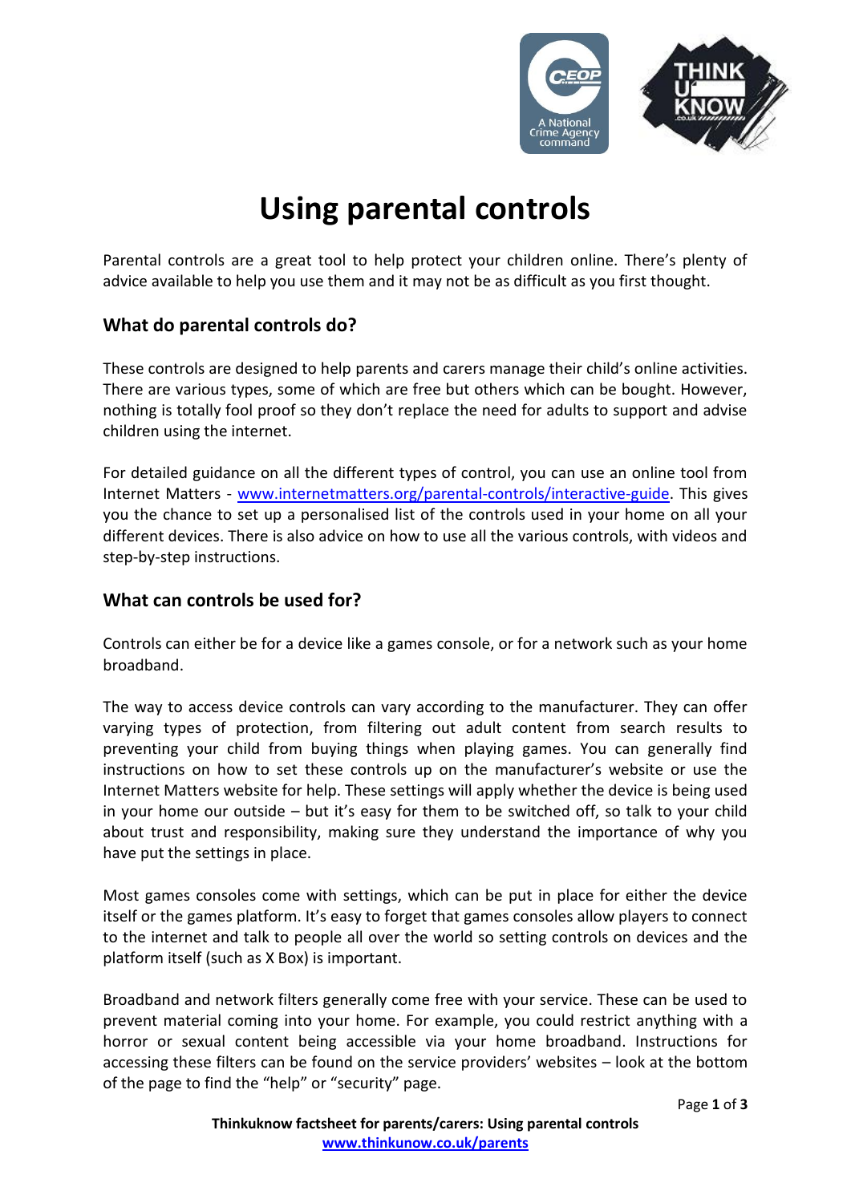# Using parental controls

Parental controls are a great tool to help protect your children online. There's plenty of advice available to help you use them and it may not be as difficult as you first thought.

## What do parental controls do?

These controls are designed to help parents and carers manage their child's online activities. There are various types, some of which are free but others which can be bought. However, nothing is totally fool proof so they don't replace the need for adults to support and advise children using the internet.

For detailed guidance on all the different types of control, you can use an online tool from Internet Matters - [www.internetmatters.org/parental-controls/interactive-guide](http://www.internetmatters.org/parental-controls/interactive-guide). This gives you the chance to set up a personalised list of the controls used in your home on all your different devices. There is also advice on how to use all the various controls, with videos and step-by-step instructions.

## What can controls be used for?

Controls can either be for a device like a games console, or for a network such as your home broadband.

The way to access device controls can vary according to the manufacturer. They can offer varying types of protection, from filtering out adult content from search results to preventing your child from buying things when playing games. You can generally find instructions on how to set these controls up on the manufacturer's website or use the Internet Matters website for help. These settings will apply whether the device is being used in your home our outside – but it's easy for them to be switched off, so talk to your child about trust and responsibility, making sure they understand the importance of why you have put the settings in place.

Most games consoles come with settings, which can be put in place for either the device itself or the games platform. It's easy to forget that games consoles allow players to connect to the internet and talk to people all over the world so setting controls on devices and the platform itself (such as X Box) is important.

Broadband and network filters generally come free with your service. These can be used to prevent material coming into your home. For example, you could restrict anything with a horror or sexual content being accessible via your home broadband. Instructions for accessing these filters can be found on the service providers' websites – look at the bottom of the page to find the "help" or "security" page.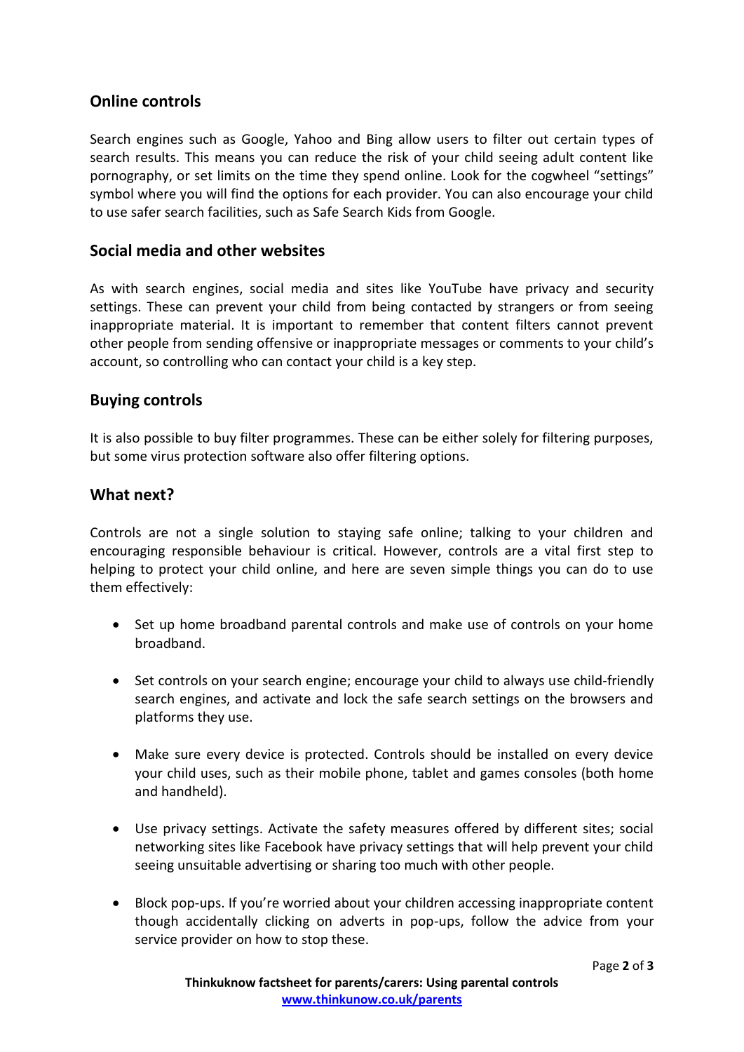## Online controls

Search engines such as Google, Yahoo and Bing allow users to filter out certain types of search results. This means you can reduce the risk of your child seeing adult content like pornography, or set limits on the time they spend online. Look for the cogwheel "settings" symbol where you will find the options for each provider. You can also encourage your child to use safer search facilities, such as Safe Search Kids from Google.

## Social media and other websites

As with search engines, social media and sites like YouTube have privacy and security settings. These can prevent your child from being contacted by strangers or from seeing inappropriate material. It is important to remember that content filters cannot prevent other people from sending offensive or inappropriate messages or comments to your child's account, so controlling who can contact your child is a key step.

## Buying controls

It is also possible to buy filter programmes. These can be either solely for filtering purposes, but some virus protection software also offer filtering options.

## What next?

Controls are not a single solution to staying safe online; talking to your children and encouraging responsible behaviour is critical. However, controls are a vital first step to helping to protect your child online, and here are seven simple things you can do to use them effectively:

- Set up home broadband parental controls and make use of controls on your home broadband.
- Set controls on your search engine; encourage your child to always use child-friendly search engines, and activate and lock the safe search settings on the browsers and platforms they use.
- Make sure every device is protected. Controls should be installed on every device your child uses, such as their mobile phone, tablet and games consoles (both home and handheld).
- Use privacy settings. Activate the safety measures offered by different sites; social networking sites like Facebook have privacy settings that will help prevent your child seeing unsuitable advertising or sharing too much with other people.
- Block pop-ups. If you're worried about your children accessing inappropriate content though accidentally clicking on adverts in pop-ups, follow the advice from your service provider on how to stop these.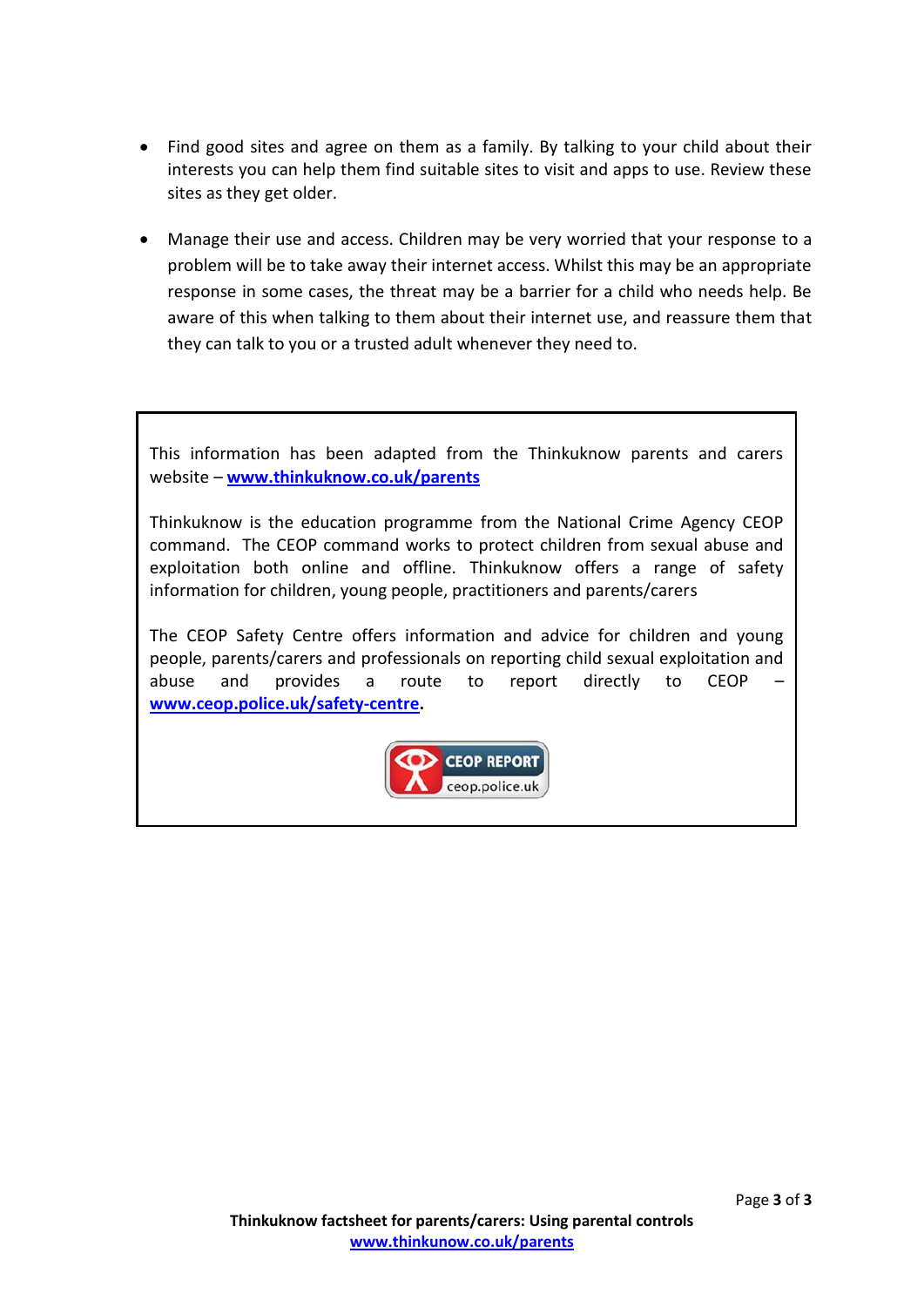- Find good sites and agree on them as a family. By talking to your child about their interests you can help them find suitable sites to visit and apps to use. Review these sites as they get older.

- Manage their use and access. Children may be very worried that your response to a problem will be to take away their internet access. Whilst this may be an appropriate response in some cases, the threat may be a barrier for a child who needs help. Be aware of this when talking to them about their internet use, and reassure them that they can talk to you or a trusted adult whenever they need to.

This information has been adapted from the Thinkuknow parents and carers website – **[www.thinkuknow.co.uk/parents](http://www.thinkuknow.co.uk/parents)**

Thinkuknow is the education programme from the National Crime Agency CEOP command. The CEOP command works to protect children from sexual abuse and exploitation both online and offline. Thinkuknow offers a range of safety information for children, young people, practitioners and parents/carers

The CEOP Safety Centre offers information and advice for children and young people, parents/carers and professionals on reporting child sexual exploitation and abuse and provides a route to report directly to CEOP – **[www.ceop.police.uk/safety-centre](http://www.ceop.police.uk/safety-centre)**.

CEOP REPORT
ceop.police.uk

**Thinkuknow factsheet for parents/carers: Using parental controls**
**[www.thinkunow.co.uk/parents](http://www.thinkunow.co.uk/parents)**